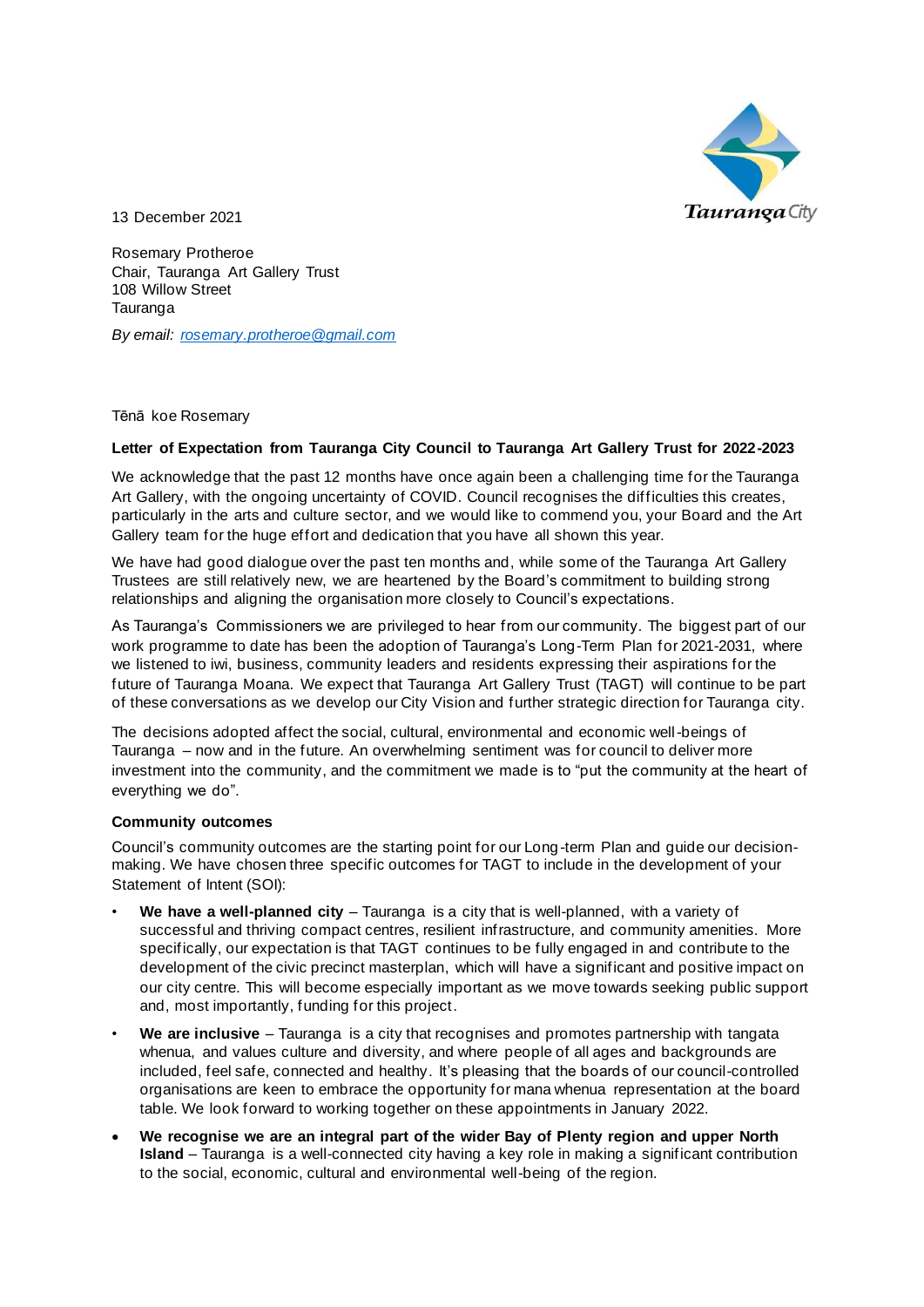Tauranga City

13 December 2021

Rosemary Protheroe
Chair, Tauranga Art Gallery Trust
108 Willow Street
Tauranga

*By email: [rosemary.protheroe@gmail.com](mailto:rosemary.protheroe@gmail.com)*

Tēnā koe Rosemary

**Letter of Expectation from Tauranga City Council to Tauranga Art Gallery Trust for 2022-2023**

We acknowledge that the past 12 months have once again been a challenging time for the Tauranga Art Gallery, with the ongoing uncertainty of COVID. Council recognises the difficulties this creates, particularly in the arts and culture sector, and we would like to commend you, your Board and the Art Gallery team for the huge effort and dedication that you have all shown this year.

We have had good dialogue over the past ten months and, while some of the Tauranga Art Gallery Trustees are still relatively new, we are heartened by the Board's commitment to building strong relationships and aligning the organisation more closely to Council's expectations.

As Tauranga's Commissioners we are privileged to hear from our community. The biggest part of our work programme to date has been the adoption of Tauranga's Long-Term Plan for 2021-2031, where we listened to iwi, business, community leaders and residents expressing their aspirations for the future of Tauranga Moana. We expect that Tauranga Art Gallery Trust (TAGT) will continue to be part of these conversations as we develop our City Vision and further strategic direction for Tauranga city.

The decisions adopted affect the social, cultural, environmental and economic well-beings of Tauranga – now and in the future. An overwhelming sentiment was for council to deliver more investment into the community, and the commitment we made is to "put the community at the heart of everything we do".

**Community outcomes**

Council's community outcomes are the starting point for our Long-term Plan and guide our decision-making. We have chosen three specific outcomes for TAGT to include in the development of your Statement of Intent (SOI):

- **We have a well-planned city** – Tauranga is a city that is well-planned, with a variety of successful and thriving compact centres, resilient infrastructure, and community amenities. More specifically, our expectation is that TAGT continues to be fully engaged in and contribute to the development of the civic precinct masterplan, which will have a significant and positive impact on our city centre. This will become especially important as we move towards seeking public support and, most importantly, funding for this project.
- **We are inclusive** – Tauranga is a city that recognises and promotes partnership with tangata whenua, and values culture and diversity, and where people of all ages and backgrounds are included, feel safe, connected and healthy. It's pleasing that the boards of our council-controlled organisations are keen to embrace the opportunity for mana whenua representation at the board table. We look forward to working together on these appointments in January 2022.
- **We recognise we are an integral part of the wider Bay of Plenty region and upper North Island** – Tauranga is a well-connected city having a key role in making a significant contribution to the social, economic, cultural and environmental well-being of the region.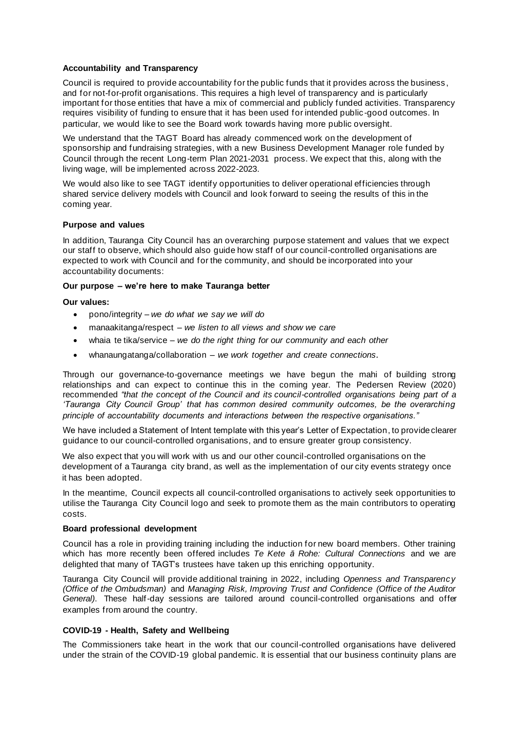**Accountability and Transparency**

Council is required to provide accountability for the public funds that it provides across the business, and for not-for-profit organisations. This requires a high level of transparency and is particularly important for those entities that have a mix of commercial and publicly funded activities. Transparency requires visibility of funding to ensure that it has been used for intended public-good outcomes. In particular, we would like to see the Board work towards having more public oversight.

We understand that the TAGT Board has already commenced work on the development of sponsorship and fundraising strategies, with a new Business Development Manager role funded by Council through the recent Long-term Plan 2021-2031 process. We expect that this, along with the living wage, will be implemented across 2022-2023.

We would also like to see TAGT identify opportunities to deliver operational efficiencies through shared service delivery models with Council and look forward to seeing the results of this in the coming year.

**Purpose and values**

In addition, Tauranga City Council has an overarching purpose statement and values that we expect our staff to observe, which should also guide how staff of our council-controlled organisations are expected to work with Council and for the community, and should be incorporated into your accountability documents:

**Our purpose – we're here to make Tauranga better**

**Our values:**

- pono/integrity – *we do what we say we will do*
- manaakitanga/respect – *we listen to all views and show we care*
- whaia te tika/service – *we do the right thing for our community and each other*
- whanaungatanga/collaboration – *we work together and create connections.*

Through our governance-to-governance meetings we have begun the mahi of building strong relationships and can expect to continue this in the coming year. The Pedersen Review (2020) recommended *"that the concept of the Council and its council-controlled organisations being part of a 'Tauranga City Council Group' that has common desired community outcomes, be the overarching principle of accountability documents and interactions between the respective organisations."*

We have included a Statement of Intent template with this year's Letter of Expectation, to provide clearer guidance to our council-controlled organisations, and to ensure greater group consistency.

We also expect that you will work with us and our other council-controlled organisations on the development of a Tauranga city brand, as well as the implementation of our city events strategy once it has been adopted.

In the meantime, Council expects all council-controlled organisations to actively seek opportunities to utilise the Tauranga City Council logo and seek to promote them as the main contributors to operating costs.

**Board professional development**

Council has a role in providing training including the induction for new board members. Other training which has more recently been offered includes *Te Kete ā Rohe: Cultural Connections* and we are delighted that many of TAGT's trustees have taken up this enriching opportunity.

Tauranga City Council will provide additional training in 2022, including *Openness and Transparency (Office of the Ombudsman)* and *Managing Risk, Improving Trust and Confidence (Office of the Auditor General).* These half-day sessions are tailored around council-controlled organisations and offer examples from around the country.

**COVID-19 - Health, Safety and Wellbeing**

The Commissioners take heart in the work that our council-controlled organisations have delivered under the strain of the COVID-19 global pandemic. It is essential that our business continuity plans are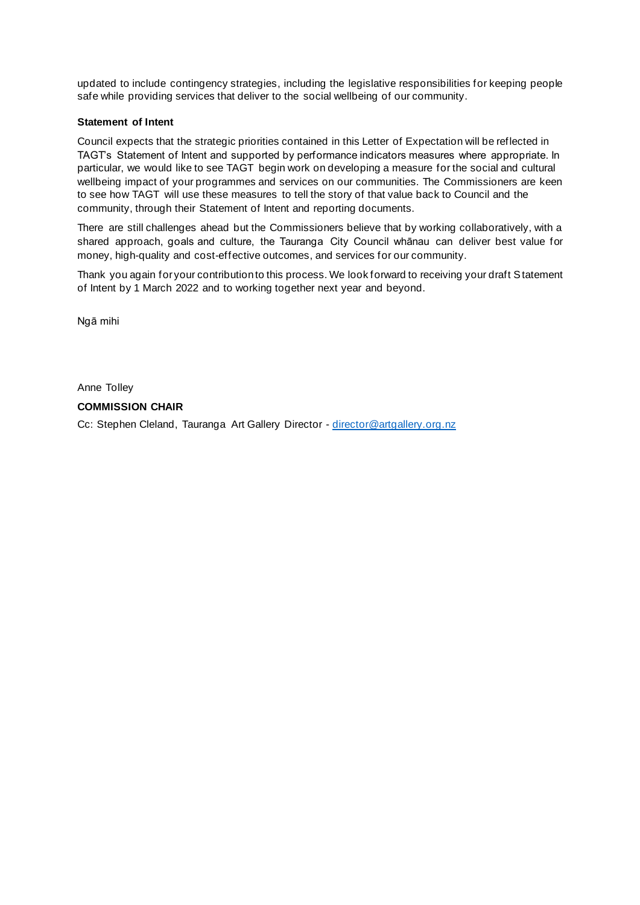updated to include contingency strategies, including the legislative responsibilities for keeping people safe while providing services that deliver to the social wellbeing of our community.

**Statement of Intent**

Council expects that the strategic priorities contained in this Letter of Expectation will be reflected in TAGT's Statement of Intent and supported by performance indicators measures where appropriate. In particular, we would like to see TAGT begin work on developing a measure for the social and cultural wellbeing impact of your programmes and services on our communities. The Commissioners are keen to see how TAGT will use these measures to tell the story of that value back to Council and the community, through their Statement of Intent and reporting documents.

There are still challenges ahead but the Commissioners believe that by working collaboratively, with a shared approach, goals and culture, the Tauranga City Council whānau can deliver best value for money, high-quality and cost-effective outcomes, and services for our community.

Thank you again for your contribution to this process. We look forward to receiving your draft Statement of Intent by 1 March 2022 and to working together next year and beyond.

Ngā mihi

Anne Tolley

**COMMISSION CHAIR**

Cc: Stephen Cleland, Tauranga Art Gallery Director - [director@artgallery.org.nz](mailto:director@artgallery.org.nz)